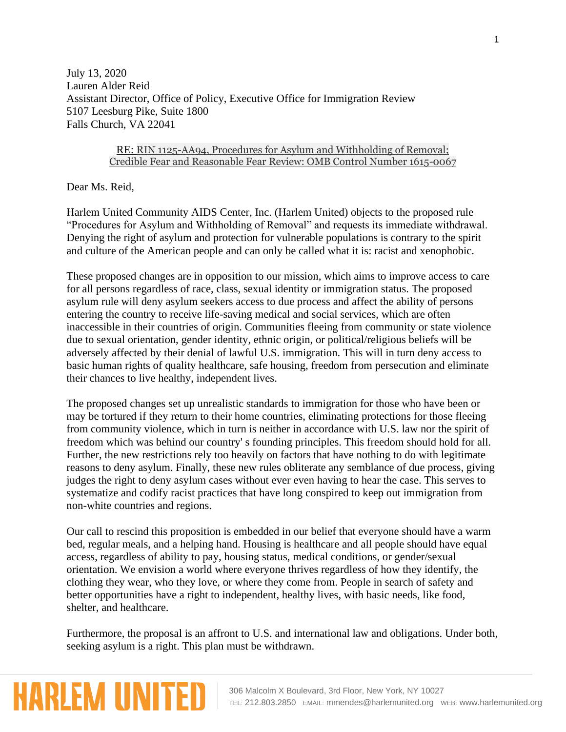July 13, 2020
Lauren Alder Reid
Assistant Director, Office of Policy, Executive Office for Immigration Review
5107 Leesburg Pike, Suite 1800
Falls Church, VA 22041

RE: RIN 1125-AA94, Procedures for Asylum and Withholding of Removal; Credible Fear and Reasonable Fear Review: OMB Control Number 1615-0067

Dear Ms. Reid,

Harlem United Community AIDS Center, Inc. (Harlem United) objects to the proposed rule "Procedures for Asylum and Withholding of Removal" and requests its immediate withdrawal. Denying the right of asylum and protection for vulnerable populations is contrary to the spirit and culture of the American people and can only be called what it is: racist and xenophobic.

These proposed changes are in opposition to our mission, which aims to improve access to care for all persons regardless of race, class, sexual identity or immigration status. The proposed asylum rule will deny asylum seekers access to due process and affect the ability of persons entering the country to receive life-saving medical and social services, which are often inaccessible in their countries of origin. Communities fleeing from community or state violence due to sexual orientation, gender identity, ethnic origin, or political/religious beliefs will be adversely affected by their denial of lawful U.S. immigration. This will in turn deny access to basic human rights of quality healthcare, safe housing, freedom from persecution and eliminate their chances to live healthy, independent lives.

The proposed changes set up unrealistic standards to immigration for those who have been or may be tortured if they return to their home countries, eliminating protections for those fleeing from community violence, which in turn is neither in accordance with U.S. law nor the spirit of freedom which was behind our country' s founding principles. This freedom should hold for all. Further, the new restrictions rely too heavily on factors that have nothing to do with legitimate reasons to deny asylum. Finally, these new rules obliterate any semblance of due process, giving judges the right to deny asylum cases without ever even having to hear the case. This serves to systematize and codify racist practices that have long conspired to keep out immigration from non-white countries and regions.

Our call to rescind this proposition is embedded in our belief that everyone should have a warm bed, regular meals, and a helping hand. Housing is healthcare and all people should have equal access, regardless of ability to pay, housing status, medical conditions, or gender/sexual orientation. We envision a world where everyone thrives regardless of how they identify, the clothing they wear, who they love, or where they come from. People in search of safety and better opportunities have a right to independent, healthy lives, with basic needs, like food, shelter, and healthcare.

Furthermore, the proposal is an affront to U.S. and international law and obligations. Under both, seeking asylum is a right. This plan must be withdrawn.

HARLEM UNITED

306 Malcolm X Boulevard, 3rd Floor, New York, NY 10027
TEL: 212.803.2850 EMAIL: mmendes@harlemunited.org WEB: www.harlemunited.org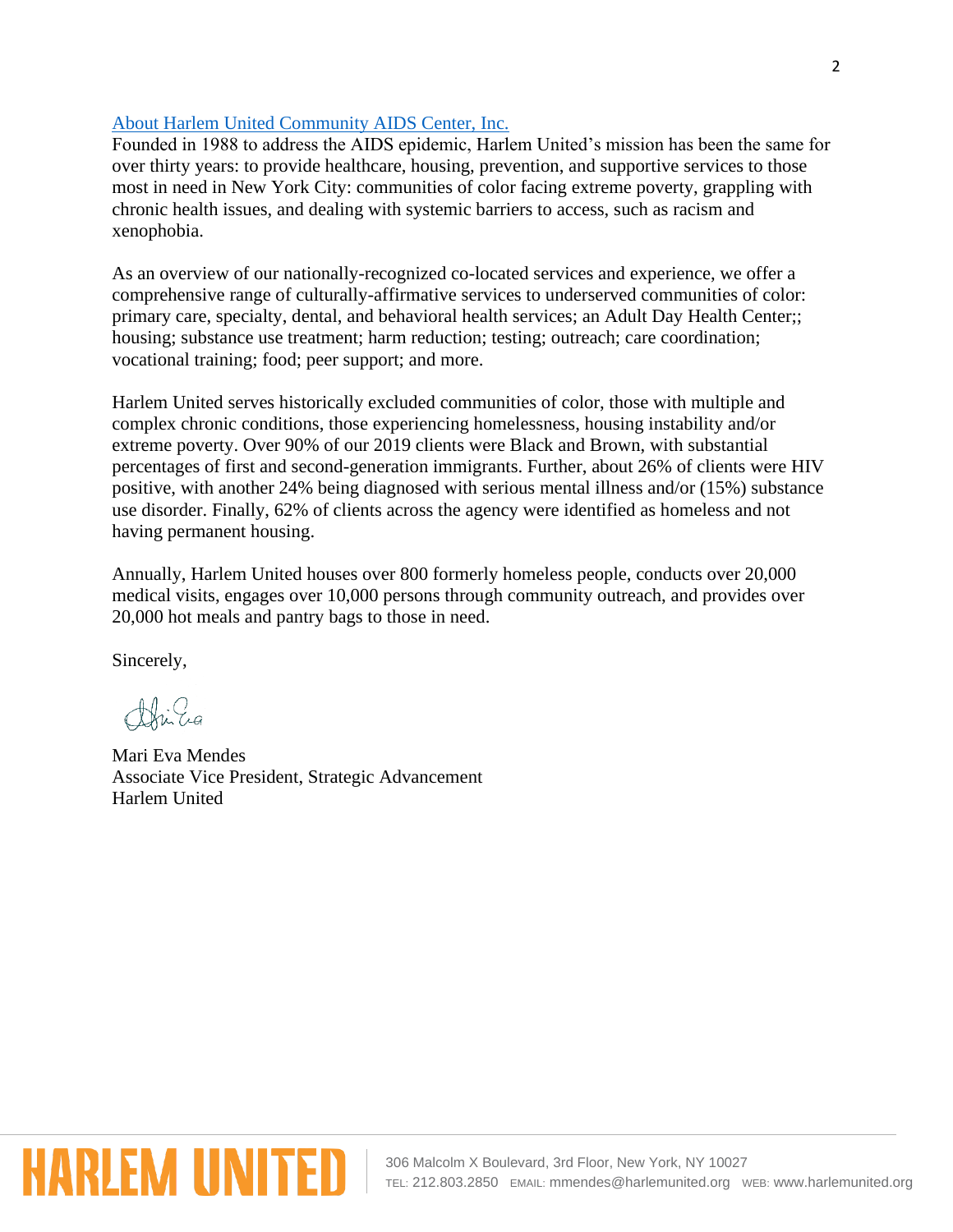[About Harlem United Community AIDS Center, Inc.]

Founded in 1988 to address the AIDS epidemic, Harlem United's mission has been the same for over thirty years: to provide healthcare, housing, prevention, and supportive services to those most in need in New York City: communities of color facing extreme poverty, grappling with chronic health issues, and dealing with systemic barriers to access, such as racism and xenophobia.

As an overview of our nationally-recognized co-located services and experience, we offer a comprehensive range of culturally-affirmative services to underserved communities of color: primary care, specialty, dental, and behavioral health services; an Adult Day Health Center;; housing; substance use treatment; harm reduction; testing; outreach; care coordination; vocational training; food; peer support; and more.

Harlem United serves historically excluded communities of color, those with multiple and complex chronic conditions, those experiencing homelessness, housing instability and/or extreme poverty. Over 90% of our 2019 clients were Black and Brown, with substantial percentages of first and second-generation immigrants. Further, about 26% of clients were HIV positive, with another 24% being diagnosed with serious mental illness and/or (15%) substance use disorder. Finally, 62% of clients across the agency were identified as homeless and not having permanent housing.

Annually, Harlem United houses over 800 formerly homeless people, conducts over 20,000 medical visits, engages over 10,000 persons through community outreach, and provides over 20,000 hot meals and pantry bags to those in need.

Sincerely,

Mari Eva Mendes
Associate Vice President, Strategic Advancement
Harlem United

HARLEM UNITED

306 Malcolm X Boulevard, 3rd Floor, New York, NY 10027
TEL: 212.803.2850 EMAIL: mmendes@harlemunited.org WEB: www.harlemunited.org